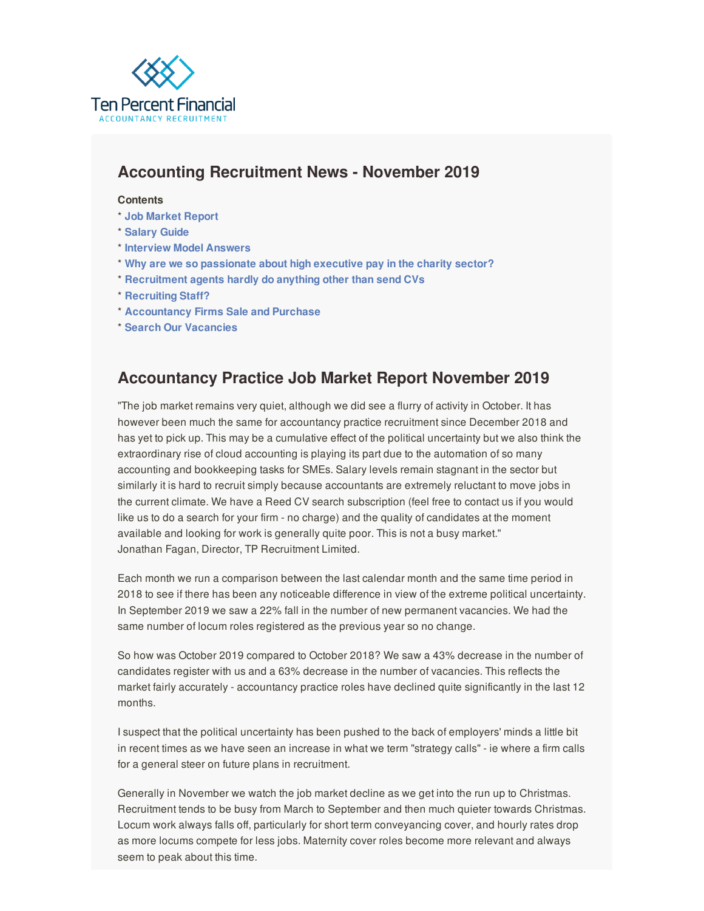Ten Percent Financial
ACCOUNTANCY RECRUITMENT

## Accounting Recruitment News - November 2019

**Contents**

* **Job Market Report**
* **Salary Guide**
* **Interview Model Answers**
* **Why are we so passionate about high executive pay in the charity sector?**
* **Recruitment agents hardly do anything other than send CVs**
* **Recruiting Staff?**
* **Accountancy Firms Sale and Purchase**
* **Search Our Vacancies**

## Accountancy Practice Job Market Report November 2019

"The job market remains very quiet, although we did see a flurry of activity in October. It has however been much the same for accountancy practice recruitment since December 2018 and has yet to pick up. This may be a cumulative effect of the political uncertainty but we also think the extraordinary rise of cloud accounting is playing its part due to the automation of so many accounting and bookkeeping tasks for SMEs. Salary levels remain stagnant in the sector but similarly it is hard to recruit simply because accountants are extremely reluctant to move jobs in the current climate. We have a Reed CV search subscription (feel free to contact us if you would like us to do a search for your firm - no charge) and the quality of candidates at the moment available and looking for work is generally quite poor. This is not a busy market."
Jonathan Fagan, Director, TP Recruitment Limited.

Each month we run a comparison between the last calendar month and the same time period in 2018 to see if there has been any noticeable difference in view of the extreme political uncertainty. In September 2019 we saw a 22% fall in the number of new permanent vacancies. We had the same number of locum roles registered as the previous year so no change.

So how was October 2019 compared to October 2018? We saw a 43% decrease in the number of candidates register with us and a 63% decrease in the number of vacancies. This reflects the market fairly accurately - accountancy practice roles have declined quite significantly in the last 12 months.

I suspect that the political uncertainty has been pushed to the back of employers' minds a little bit in recent times as we have seen an increase in what we term "strategy calls" - ie where a firm calls for a general steer on future plans in recruitment.

Generally in November we watch the job market decline as we get into the run up to Christmas. Recruitment tends to be busy from March to September and then much quieter towards Christmas. Locum work always falls off, particularly for short term conveyancing cover, and hourly rates drop as more locums compete for less jobs. Maternity cover roles become more relevant and always seem to peak about this time.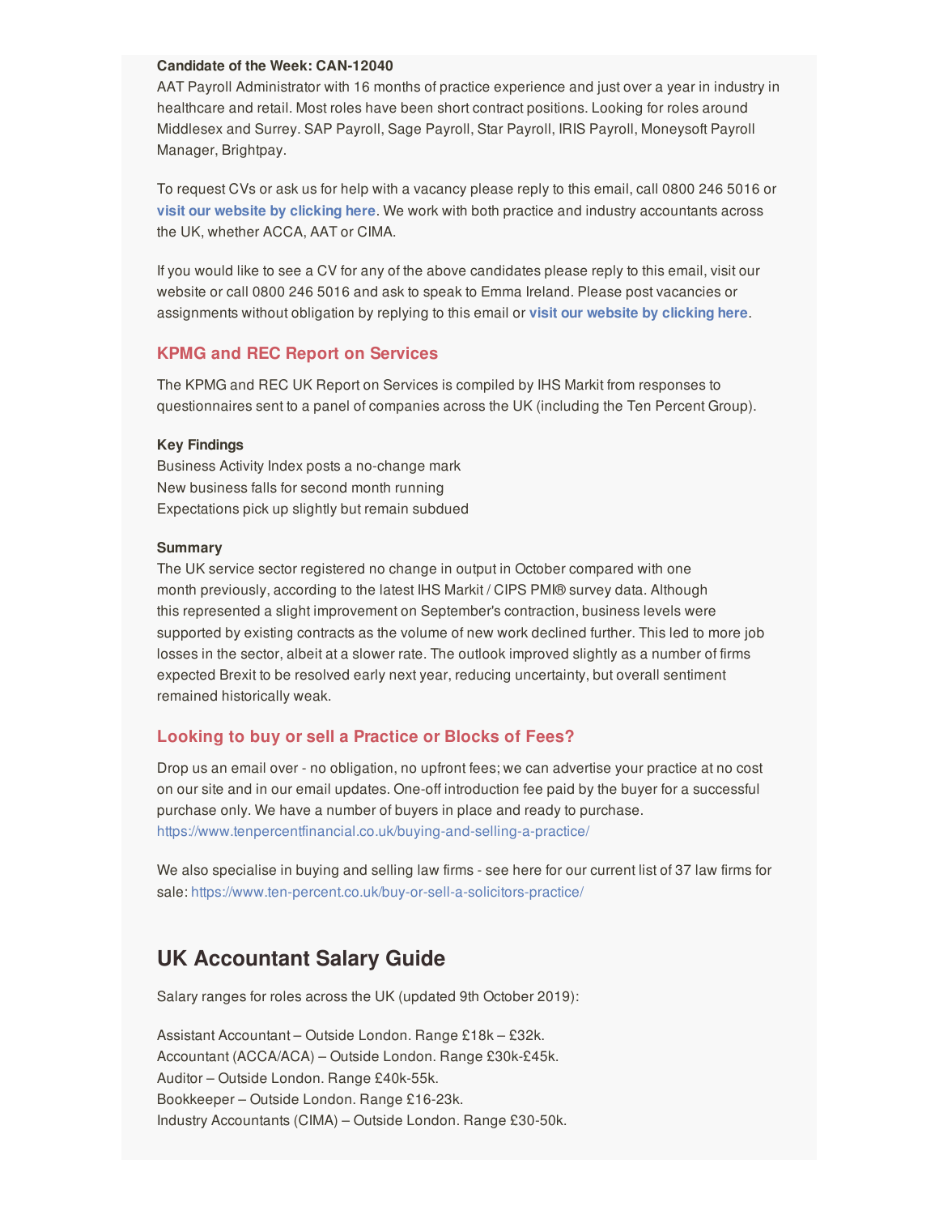**Candidate of the Week: CAN-12040**

AAT Payroll Administrator with 16 months of practice experience and just over a year in industry in healthcare and retail. Most roles have been short contract positions. Looking for roles around Middlesex and Surrey. SAP Payroll, Sage Payroll, Star Payroll, IRIS Payroll, Moneysoft Payroll Manager, Brightpay.

To request CVs or ask us for help with a vacancy please reply to this email, call 0800 246 5016 or **visit our website by clicking here**. We work with both practice and industry accountants across the UK, whether ACCA, AAT or CIMA.

If you would like to see a CV for any of the above candidates please reply to this email, visit our website or call 0800 246 5016 and ask to speak to Emma Ireland. Please post vacancies or assignments without obligation by replying to this email or **visit our website by clicking here**.

### KPMG and REC Report on Services

The KPMG and REC UK Report on Services is compiled by IHS Markit from responses to questionnaires sent to a panel of companies across the UK (including the Ten Percent Group).

**Key Findings**

Business Activity Index posts a no-change mark
New business falls for second month running
Expectations pick up slightly but remain subdued

**Summary**

The UK service sector registered no change in output in October compared with one month previously, according to the latest IHS Markit / CIPS PMI® survey data. Although this represented a slight improvement on September's contraction, business levels were supported by existing contracts as the volume of new work declined further. This led to more job losses in the sector, albeit at a slower rate. The outlook improved slightly as a number of firms expected Brexit to be resolved early next year, reducing uncertainty, but overall sentiment remained historically weak.

### Looking to buy or sell a Practice or Blocks of Fees?

Drop us an email over - no obligation, no upfront fees; we can advertise your practice at no cost on our site and in our email updates. One-off introduction fee paid by the buyer for a successful purchase only. We have a number of buyers in place and ready to purchase.
https://www.tenpercentfinancial.co.uk/buying-and-selling-a-practice/

We also specialise in buying and selling law firms - see here for our current list of 37 law firms for sale: https://www.ten-percent.co.uk/buy-or-sell-a-solicitors-practice/

## UK Accountant Salary Guide

Salary ranges for roles across the UK (updated 9th October 2019):

Assistant Accountant – Outside London. Range £18k – £32k.
Accountant (ACCA/ACA) – Outside London. Range £30k-£45k.
Auditor – Outside London. Range £40k-55k.
Bookkeeper – Outside London. Range £16-23k.
Industry Accountants (CIMA) – Outside London. Range £30-50k.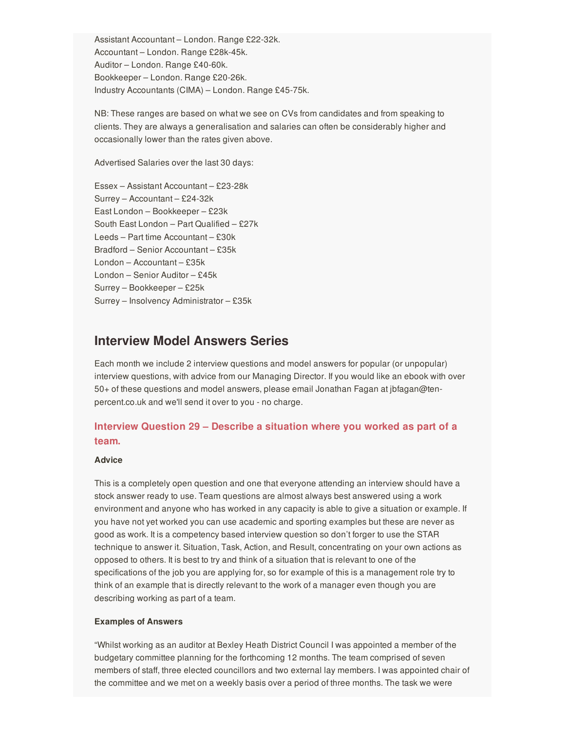Assistant Accountant – London. Range £22-32k.
Accountant – London. Range £28k-45k.
Auditor – London. Range £40-60k.
Bookkeeper – London. Range £20-26k.
Industry Accountants (CIMA) – London. Range £45-75k.

NB: These ranges are based on what we see on CVs from candidates and from speaking to clients. They are always a generalisation and salaries can often be considerably higher and occasionally lower than the rates given above.

Advertised Salaries over the last 30 days:

Essex – Assistant Accountant – £23-28k
Surrey – Accountant – £24-32k
East London – Bookkeeper – £23k
South East London – Part Qualified – £27k
Leeds – Part time Accountant – £30k
Bradford – Senior Accountant – £35k
London – Accountant – £35k
London – Senior Auditor – £45k
Surrey – Bookkeeper – £25k
Surrey – Insolvency Administrator – £35k

## Interview Model Answers Series

Each month we include 2 interview questions and model answers for popular (or unpopular) interview questions, with advice from our Managing Director. If you would like an ebook with over 50+ of these questions and model answers, please email Jonathan Fagan at jbfagan@ten-percent.co.uk and we'll send it over to you - no charge.

### Interview Question 29 – Describe a situation where you worked as part of a team.

**Advice**

This is a completely open question and one that everyone attending an interview should have a stock answer ready to use. Team questions are almost always best answered using a work environment and anyone who has worked in any capacity is able to give a situation or example. If you have not yet worked you can use academic and sporting examples but these are never as good as work. It is a competency based interview question so don't forger to use the STAR technique to answer it. Situation, Task, Action, and Result, concentrating on your own actions as opposed to others. It is best to try and think of a situation that is relevant to one of the specifications of the job you are applying for, so for example of this is a management role try to think of an example that is directly relevant to the work of a manager even though you are describing working as part of a team.

**Examples of Answers**

"Whilst working as an auditor at Bexley Heath District Council I was appointed a member of the budgetary committee planning for the forthcoming 12 months. The team comprised of seven members of staff, three elected councillors and two external lay members. I was appointed chair of the committee and we met on a weekly basis over a period of three months. The task we were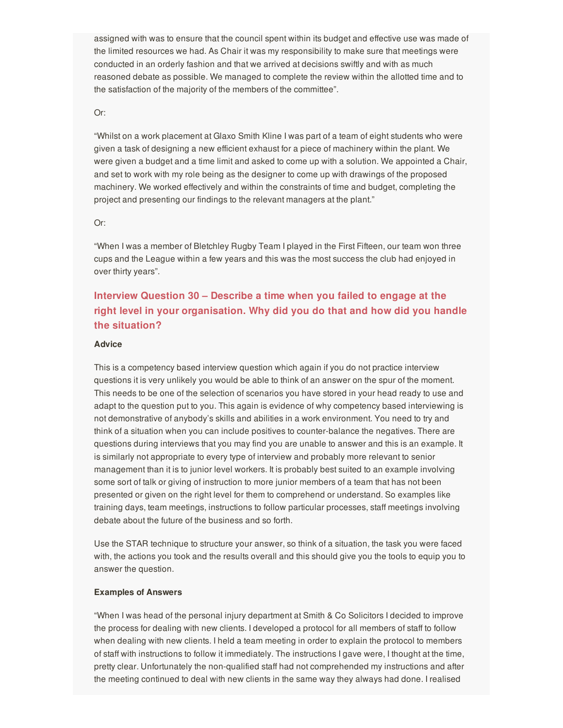assigned with was to ensure that the council spent within its budget and effective use was made of the limited resources we had. As Chair it was my responsibility to make sure that meetings were conducted in an orderly fashion and that we arrived at decisions swiftly and with as much reasoned debate as possible. We managed to complete the review within the allotted time and to the satisfaction of the majority of the members of the committee".

Or:

"Whilst on a work placement at Glaxo Smith Kline I was part of a team of eight students who were given a task of designing a new efficient exhaust for a piece of machinery within the plant. We were given a budget and a time limit and asked to come up with a solution. We appointed a Chair, and set to work with my role being as the designer to come up with drawings of the proposed machinery. We worked effectively and within the constraints of time and budget, completing the project and presenting our findings to the relevant managers at the plant."

Or:

"When I was a member of Bletchley Rugby Team I played in the First Fifteen, our team won three cups and the League within a few years and this was the most success the club had enjoyed in over thirty years".

## Interview Question 30 – Describe a time when you failed to engage at the right level in your organisation. Why did you do that and how did you handle the situation?

**Advice**

This is a competency based interview question which again if you do not practice interview questions it is very unlikely you would be able to think of an answer on the spur of the moment. This needs to be one of the selection of scenarios you have stored in your head ready to use and adapt to the question put to you. This again is evidence of why competency based interviewing is not demonstrative of anybody's skills and abilities in a work environment. You need to try and think of a situation when you can include positives to counter-balance the negatives. There are questions during interviews that you may find you are unable to answer and this is an example. It is similarly not appropriate to every type of interview and probably more relevant to senior management than it is to junior level workers. It is probably best suited to an example involving some sort of talk or giving of instruction to more junior members of a team that has not been presented or given on the right level for them to comprehend or understand. So examples like training days, team meetings, instructions to follow particular processes, staff meetings involving debate about the future of the business and so forth.

Use the STAR technique to structure your answer, so think of a situation, the task you were faced with, the actions you took and the results overall and this should give you the tools to equip you to answer the question.

**Examples of Answers**

"When I was head of the personal injury department at Smith & Co Solicitors I decided to improve the process for dealing with new clients. I developed a protocol for all members of staff to follow when dealing with new clients. I held a team meeting in order to explain the protocol to members of staff with instructions to follow it immediately. The instructions I gave were, I thought at the time, pretty clear. Unfortunately the non-qualified staff had not comprehended my instructions and after the meeting continued to deal with new clients in the same way they always had done. I realised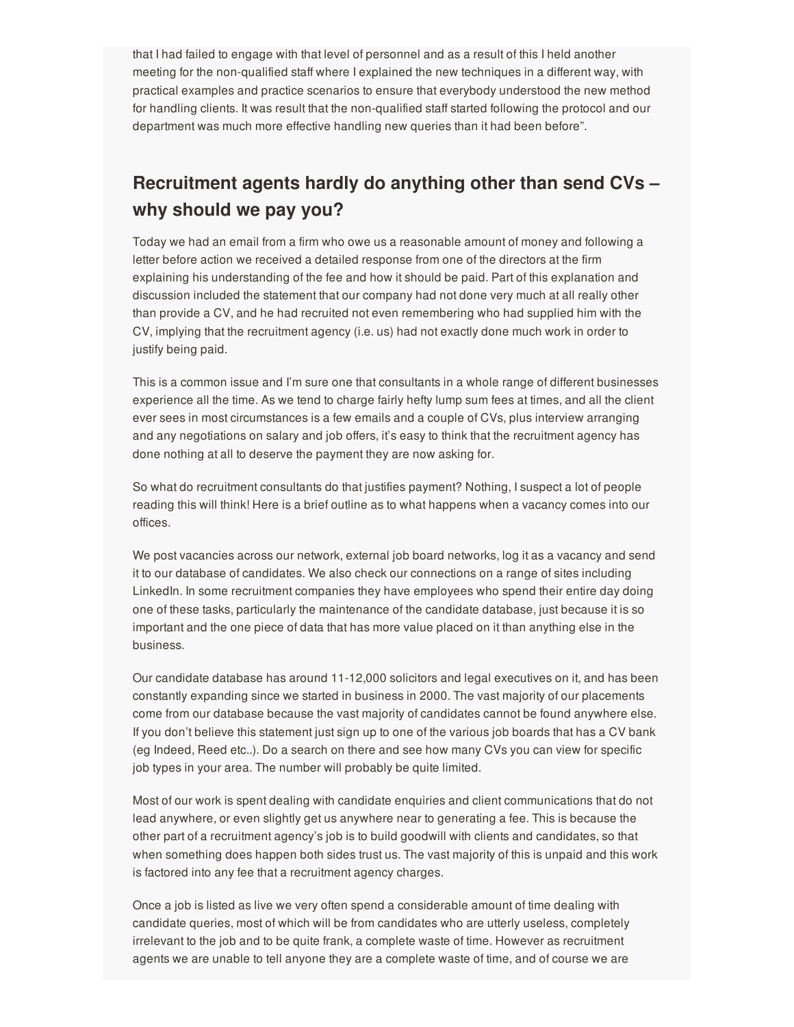that I had failed to engage with that level of personnel and as a result of this I held another meeting for the non-qualified staff where I explained the new techniques in a different way, with practical examples and practice scenarios to ensure that everybody understood the new method for handling clients. It was result that the non-qualified staff started following the protocol and our department was much more effective handling new queries than it had been before".

## Recruitment agents hardly do anything other than send CVs – why should we pay you?

Today we had an email from a firm who owe us a reasonable amount of money and following a letter before action we received a detailed response from one of the directors at the firm explaining his understanding of the fee and how it should be paid. Part of this explanation and discussion included the statement that our company had not done very much at all really other than provide a CV, and he had recruited not even remembering who had supplied him with the CV, implying that the recruitment agency (i.e. us) had not exactly done much work in order to justify being paid.

This is a common issue and I'm sure one that consultants in a whole range of different businesses experience all the time. As we tend to charge fairly hefty lump sum fees at times, and all the client ever sees in most circumstances is a few emails and a couple of CVs, plus interview arranging and any negotiations on salary and job offers, it's easy to think that the recruitment agency has done nothing at all to deserve the payment they are now asking for.

So what do recruitment consultants do that justifies payment? Nothing, I suspect a lot of people reading this will think! Here is a brief outline as to what happens when a vacancy comes into our offices.

We post vacancies across our network, external job board networks, log it as a vacancy and send it to our database of candidates. We also check our connections on a range of sites including LinkedIn. In some recruitment companies they have employees who spend their entire day doing one of these tasks, particularly the maintenance of the candidate database, just because it is so important and the one piece of data that has more value placed on it than anything else in the business.

Our candidate database has around 11-12,000 solicitors and legal executives on it, and has been constantly expanding since we started in business in 2000. The vast majority of our placements come from our database because the vast majority of candidates cannot be found anywhere else. If you don't believe this statement just sign up to one of the various job boards that has a CV bank (eg Indeed, Reed etc..). Do a search on there and see how many CVs you can view for specific job types in your area. The number will probably be quite limited.

Most of our work is spent dealing with candidate enquiries and client communications that do not lead anywhere, or even slightly get us anywhere near to generating a fee. This is because the other part of a recruitment agency's job is to build goodwill with clients and candidates, so that when something does happen both sides trust us. The vast majority of this is unpaid and this work is factored into any fee that a recruitment agency charges.

Once a job is listed as live we very often spend a considerable amount of time dealing with candidate queries, most of which will be from candidates who are utterly useless, completely irrelevant to the job and to be quite frank, a complete waste of time. However as recruitment agents we are unable to tell anyone they are a complete waste of time, and of course we are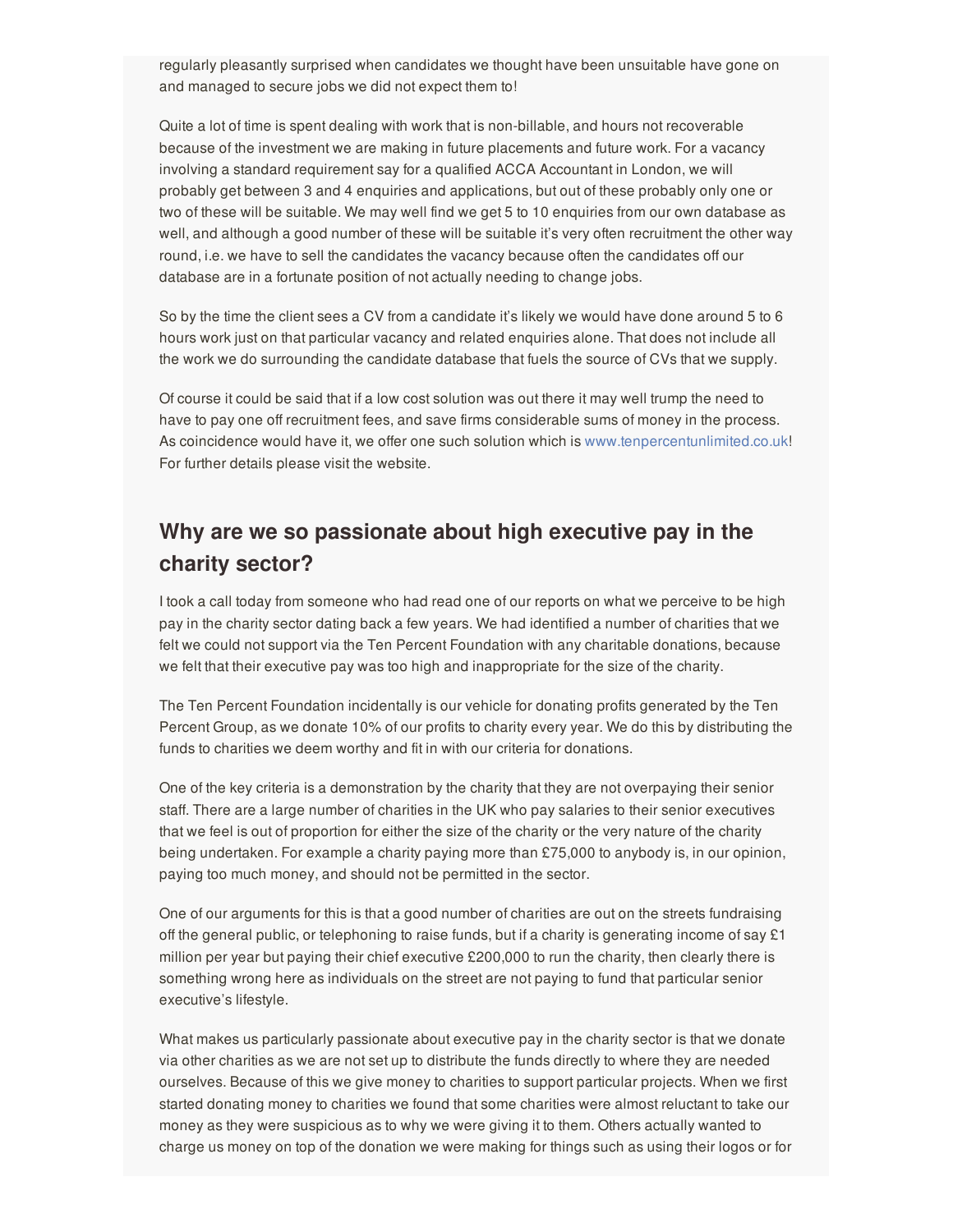regularly pleasantly surprised when candidates we thought have been unsuitable have gone on and managed to secure jobs we did not expect them to!

Quite a lot of time is spent dealing with work that is non-billable, and hours not recoverable because of the investment we are making in future placements and future work. For a vacancy involving a standard requirement say for a qualified ACCA Accountant in London, we will probably get between 3 and 4 enquiries and applications, but out of these probably only one or two of these will be suitable. We may well find we get 5 to 10 enquiries from our own database as well, and although a good number of these will be suitable it's very often recruitment the other way round, i.e. we have to sell the candidates the vacancy because often the candidates off our database are in a fortunate position of not actually needing to change jobs.

So by the time the client sees a CV from a candidate it's likely we would have done around 5 to 6 hours work just on that particular vacancy and related enquiries alone. That does not include all the work we do surrounding the candidate database that fuels the source of CVs that we supply.

Of course it could be said that if a low cost solution was out there it may well trump the need to have to pay one off recruitment fees, and save firms considerable sums of money in the process. As coincidence would have it, we offer one such solution which is www.tenpercentunlimited.co.uk! For further details please visit the website.

## Why are we so passionate about high executive pay in the charity sector?

I took a call today from someone who had read one of our reports on what we perceive to be high pay in the charity sector dating back a few years. We had identified a number of charities that we felt we could not support via the Ten Percent Foundation with any charitable donations, because we felt that their executive pay was too high and inappropriate for the size of the charity.

The Ten Percent Foundation incidentally is our vehicle for donating profits generated by the Ten Percent Group, as we donate 10% of our profits to charity every year. We do this by distributing the funds to charities we deem worthy and fit in with our criteria for donations.

One of the key criteria is a demonstration by the charity that they are not overpaying their senior staff. There are a large number of charities in the UK who pay salaries to their senior executives that we feel is out of proportion for either the size of the charity or the very nature of the charity being undertaken. For example a charity paying more than £75,000 to anybody is, in our opinion, paying too much money, and should not be permitted in the sector.

One of our arguments for this is that a good number of charities are out on the streets fundraising off the general public, or telephoning to raise funds, but if a charity is generating income of say £1 million per year but paying their chief executive £200,000 to run the charity, then clearly there is something wrong here as individuals on the street are not paying to fund that particular senior executive's lifestyle.

What makes us particularly passionate about executive pay in the charity sector is that we donate via other charities as we are not set up to distribute the funds directly to where they are needed ourselves. Because of this we give money to charities to support particular projects. When we first started donating money to charities we found that some charities were almost reluctant to take our money as they were suspicious as to why we were giving it to them. Others actually wanted to charge us money on top of the donation we were making for things such as using their logos or for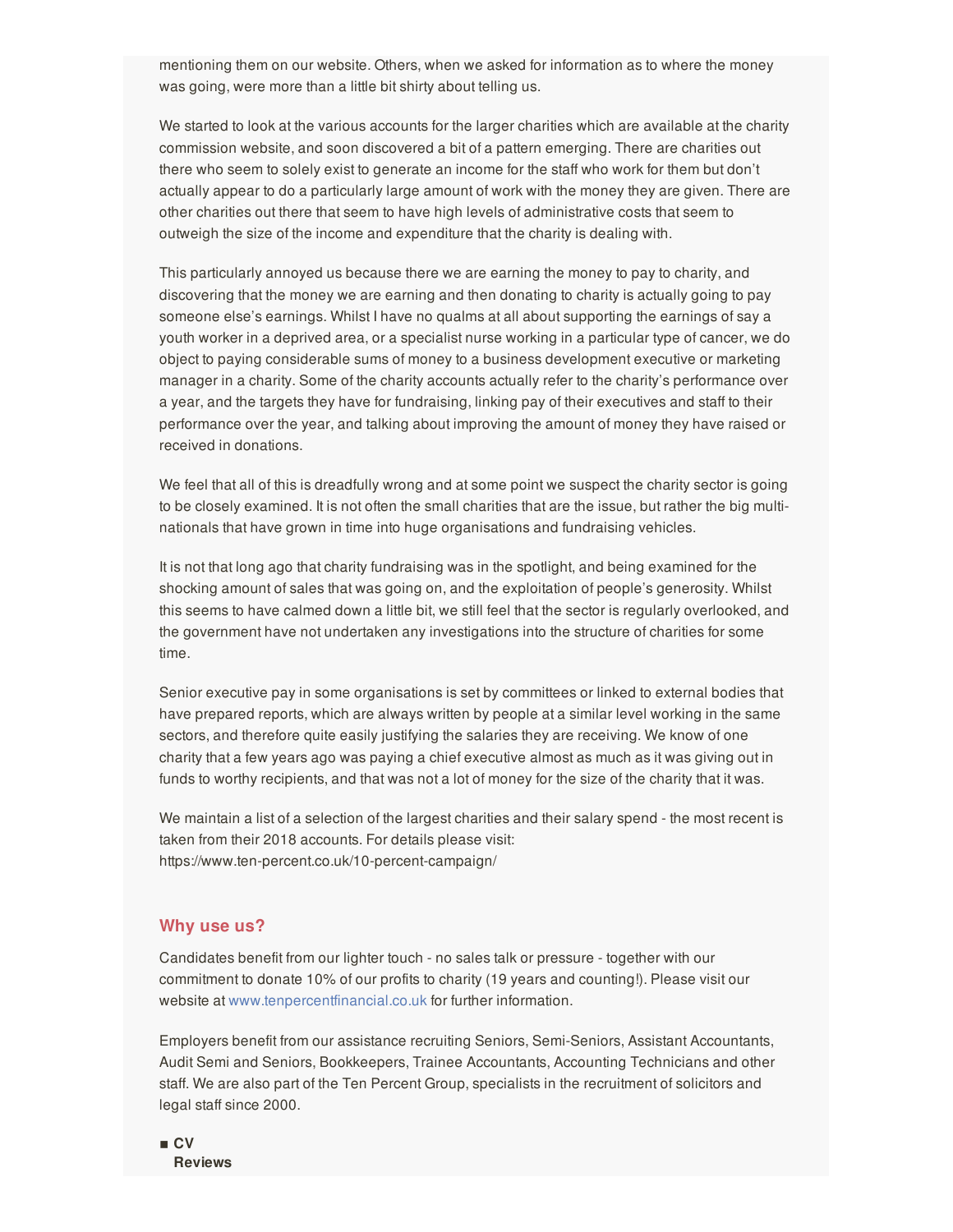mentioning them on our website. Others, when we asked for information as to where the money was going, were more than a little bit shirty about telling us.

We started to look at the various accounts for the larger charities which are available at the charity commission website, and soon discovered a bit of a pattern emerging. There are charities out there who seem to solely exist to generate an income for the staff who work for them but don't actually appear to do a particularly large amount of work with the money they are given. There are other charities out there that seem to have high levels of administrative costs that seem to outweigh the size of the income and expenditure that the charity is dealing with.

This particularly annoyed us because there we are earning the money to pay to charity, and discovering that the money we are earning and then donating to charity is actually going to pay someone else's earnings. Whilst I have no qualms at all about supporting the earnings of say a youth worker in a deprived area, or a specialist nurse working in a particular type of cancer, we do object to paying considerable sums of money to a business development executive or marketing manager in a charity. Some of the charity accounts actually refer to the charity's performance over a year, and the targets they have for fundraising, linking pay of their executives and staff to their performance over the year, and talking about improving the amount of money they have raised or received in donations.

We feel that all of this is dreadfully wrong and at some point we suspect the charity sector is going to be closely examined. It is not often the small charities that are the issue, but rather the big multi-nationals that have grown in time into huge organisations and fundraising vehicles.

It is not that long ago that charity fundraising was in the spotlight, and being examined for the shocking amount of sales that was going on, and the exploitation of people's generosity. Whilst this seems to have calmed down a little bit, we still feel that the sector is regularly overlooked, and the government have not undertaken any investigations into the structure of charities for some time.

Senior executive pay in some organisations is set by committees or linked to external bodies that have prepared reports, which are always written by people at a similar level working in the same sectors, and therefore quite easily justifying the salaries they are receiving. We know of one charity that a few years ago was paying a chief executive almost as much as it was giving out in funds to worthy recipients, and that was not a lot of money for the size of the charity that it was.

We maintain a list of a selection of the largest charities and their salary spend - the most recent is taken from their 2018 accounts. For details please visit: https://www.ten-percent.co.uk/10-percent-campaign/

## Why use us?

Candidates benefit from our lighter touch - no sales talk or pressure - together with our commitment to donate 10% of our profits to charity (19 years and counting!). Please visit our website at www.tenpercentfinancial.co.uk for further information.

Employers benefit from our assistance recruiting Seniors, Semi-Seniors, Assistant Accountants, Audit Semi and Seniors, Bookkeepers, Trainee Accountants, Accounting Technicians and other staff. We are also part of the Ten Percent Group, specialists in the recruitment of solicitors and legal staff since 2000.

- **CV Reviews**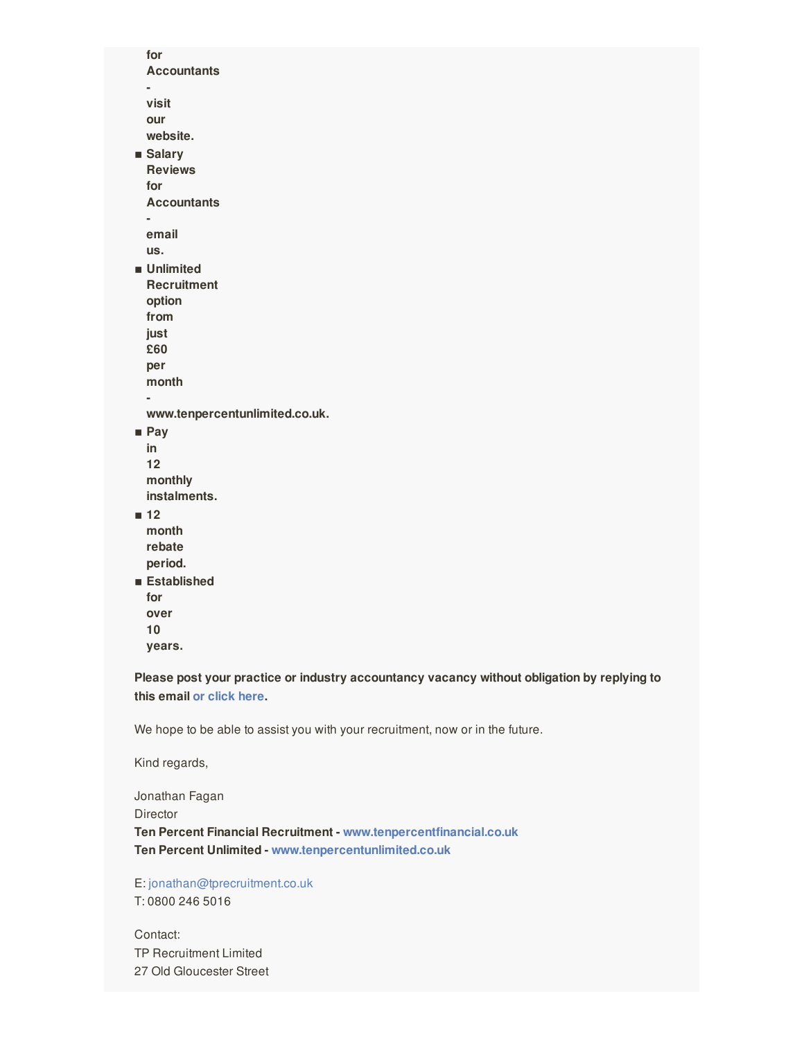**for Accountants - visit our website.**

- **Salary Reviews for Accountants - email us.**
- **Unlimited Recruitment option from just £60 per month - www.tenpercentunlimited.co.uk.**
- **Pay in 12 monthly instalments.**
- **12 month rebate period.**
- **Established for over 10 years.**

**Please post your practice or industry accountancy vacancy without obligation by replying to this email or click here.**

We hope to be able to assist you with your recruitment, now or in the future.

Kind regards,

Jonathan Fagan
Director
**Ten Percent Financial Recruitment - www.tenpercentfinancial.co.uk**
**Ten Percent Unlimited - www.tenpercentunlimited.co.uk**

E: jonathan@tprecruitment.co.uk
T: 0800 246 5016

Contact:
TP Recruitment Limited
27 Old Gloucester Street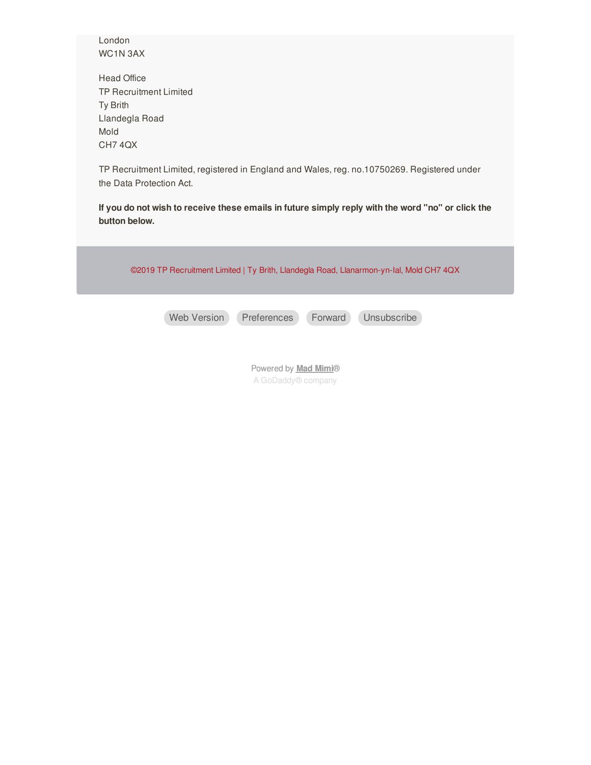London
WC1N 3AX

Head Office
TP Recruitment Limited
Ty Brith
Llandegla Road
Mold
CH7 4QX

TP Recruitment Limited, registered in England and Wales, reg. no.10750269. Registered under the Data Protection Act.

**If you do not wish to receive these emails in future simply reply with the word "no" or click the button below.**

©2019 TP Recruitment Limited | Ty Brith, Llandegla Road, Llanarmon-yn-Ial, Mold CH7 4QX

Web Version Preferences Forward Unsubscribe

Powered by **Mad Mimi**®
A GoDaddy® company